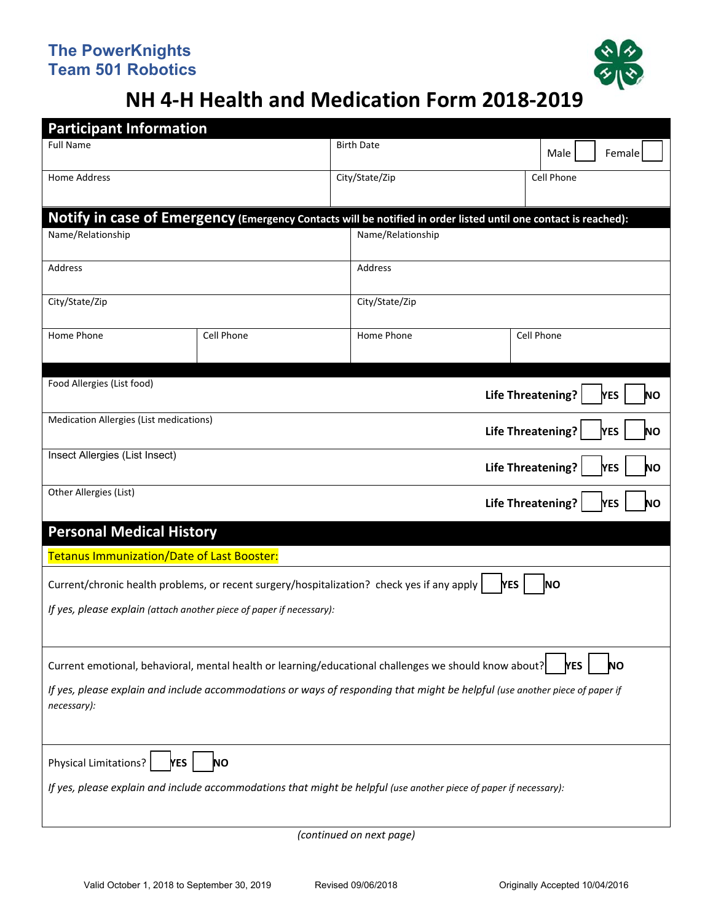**The PowerKnights**
**Team 501 Robotics**

# NH 4-H Health and Medication Form 2018-2019

## Participant Information

| Full Name | Birth Date | Male ☐ Female ☐ |
|---|---|---|
| Home Address | City/State/Zip | Cell Phone |

## Notify in case of Emergency (Emergency Contacts will be notified in order listed until one contact is reached):

| Name/Relationship | | Name/Relationship | |
|---|---|---|---|
| Address | | Address | |
| City/State/Zip | | City/State/Zip | |
| Home Phone | Cell Phone | Home Phone | Cell Phone |

| | |
|---|---|
| Food Allergies (List food) | **Life Threatening?** ☐ **YES** ☐ **NO** |
| Medication Allergies (List medications) | **Life Threatening?** ☐ **YES** ☐ **NO** |
| Insect Allergies (List Insect) | **Life Threatening?** ☐ **YES** ☐ **NO** |
| Other Allergies (List) | **Life Threatening?** ☐ **YES** ☐ **NO** |

## Personal Medical History

Tetanus Immunization/Date of Last Booster:

Current/chronic health problems, or recent surgery/hospitalization? check yes if any apply ☐ **YES** ☐ **NO**

*If yes, please explain* *(attach another piece of paper if necessary):*

Current emotional, behavioral, mental health or learning/educational challenges we should know about? ☐ **YES** ☐ **NO**

*If yes, please explain and include accommodations or ways of responding that might be helpful* *(use another piece of paper if necessary):*

Physical Limitations? ☐ **YES** ☐ **NO**

*If yes, please explain and include accommodations that might be helpful* *(use another piece of paper if necessary):*

*(continued on next page)*

Valid October 1, 2018 to September 30, 2019 Revised 09/06/2018 Originally Accepted 10/04/2016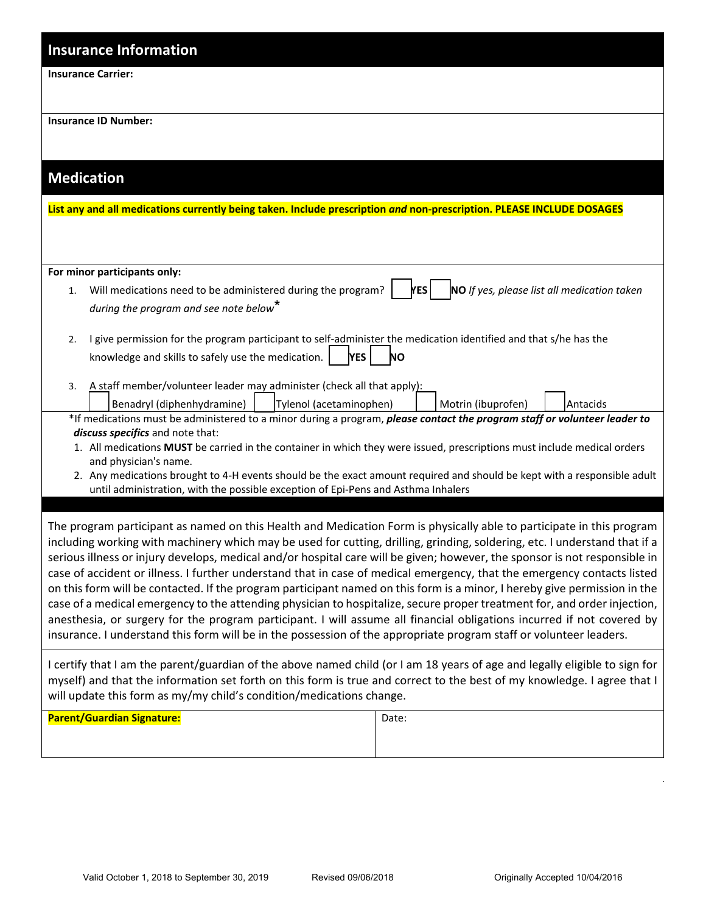## Insurance Information

**Insurance Carrier:**

**Insurance ID Number:**

## Medication

**List any and all medications currently being taken. Include prescription *and* non-prescription. PLEASE INCLUDE DOSAGES**

**For minor participants only:**

1. Will medications need to be administered during the program? ☐ **YES** ☐ **NO** *If yes, please list all medication taken during the program and see note below*\*

2. I give permission for the program participant to self-administer the medication identified and that s/he has the knowledge and skills to safely use the medication. ☐ **YES** ☐ **NO**

3. A staff member/volunteer leader may administer (check all that apply):
   ☐ Benadryl (diphenhydramine) ☐ Tylenol (acetaminophen) ☐ Motrin (ibuprofen) ☐ Antacids

\*If medications must be administered to a minor during a program, ***please contact the program staff or volunteer leader to discuss specifics*** and note that:

1. All medications **MUST** be carried in the container in which they were issued, prescriptions must include medical orders and physician's name.
2. Any medications brought to 4-H events should be the exact amount required and should be kept with a responsible adult until administration, with the possible exception of Epi-Pens and Asthma Inhalers

The program participant as named on this Health and Medication Form is physically able to participate in this program including working with machinery which may be used for cutting, drilling, grinding, soldering, etc. I understand that if a serious illness or injury develops, medical and/or hospital care will be given; however, the sponsor is not responsible in case of accident or illness. I further understand that in case of medical emergency, that the emergency contacts listed on this form will be contacted. If the program participant named on this form is a minor, I hereby give permission in the case of a medical emergency to the attending physician to hospitalize, secure proper treatment for, and order injection, anesthesia, or surgery for the program participant. I will assume all financial obligations incurred if not covered by insurance. I understand this form will be in the possession of the appropriate program staff or volunteer leaders.

I certify that I am the parent/guardian of the above named child (or I am 18 years of age and legally eligible to sign for myself) and that the information set forth on this form is true and correct to the best of my knowledge. I agree that I will update this form as my/my child's condition/medications change.

| **Parent/Guardian Signature:** | Date: |
|---|---|
| | |

Valid October 1, 2018 to September 30, 2019 Revised 09/06/2018 Originally Accepted 10/04/2016